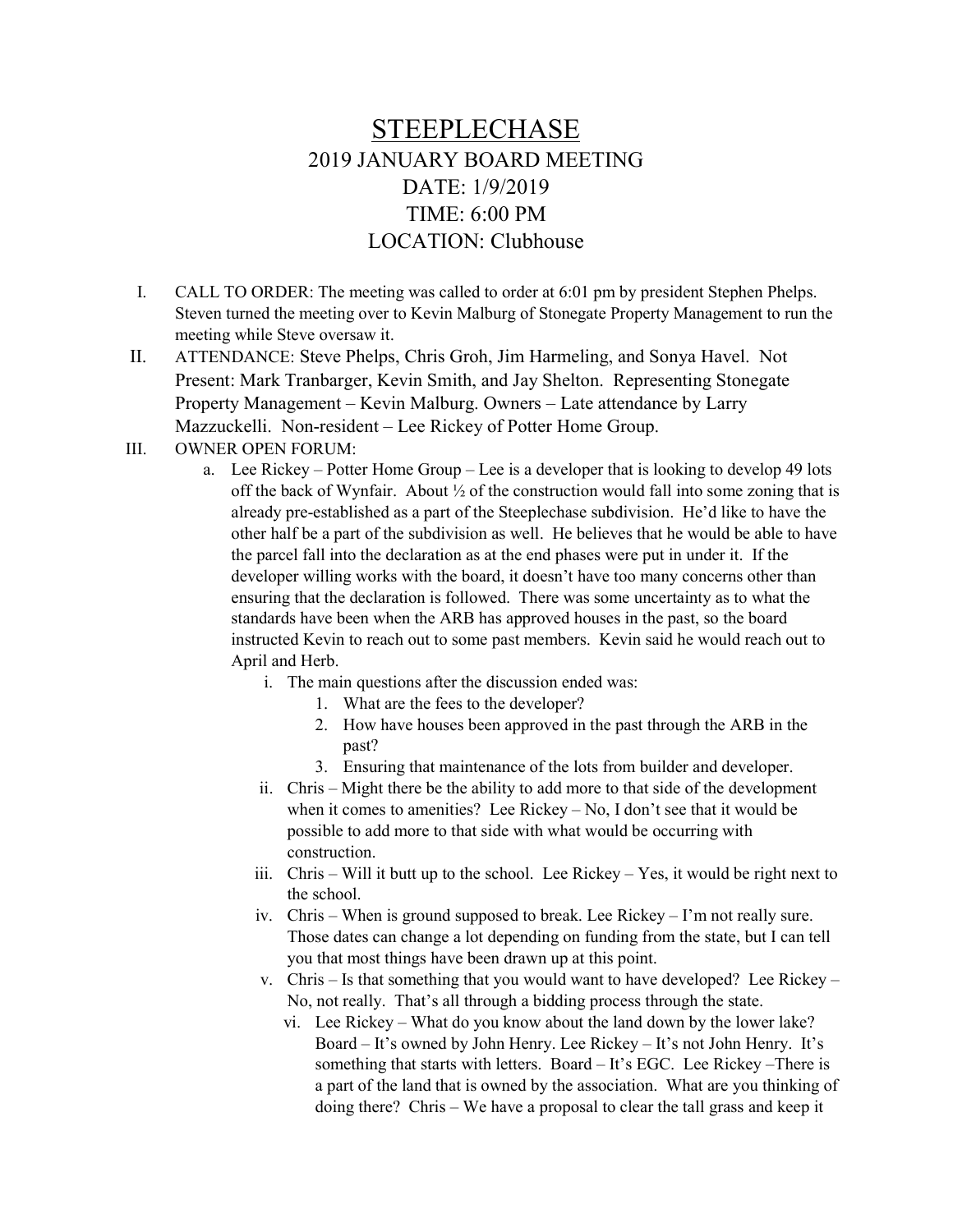# STEEPLECHASE

## 2019 JANUARY BOARD MEETING

## DATE: 1/9/2019

## TIME: 6:00 PM

## LOCATION: Clubhouse

I. CALL TO ORDER: The meeting was called to order at 6:01 pm by president Stephen Phelps. Steven turned the meeting over to Kevin Malburg of Stonegate Property Management to run the meeting while Steve oversaw it.

II. ATTENDANCE: Steve Phelps, Chris Groh, Jim Harmeling, and Sonya Havel. Not Present: Mark Tranbarger, Kevin Smith, and Jay Shelton. Representing Stonegate Property Management – Kevin Malburg. Owners – Late attendance by Larry Mazzuckelli. Non-resident – Lee Rickey of Potter Home Group.

III. OWNER OPEN FORUM:

   a. Lee Rickey – Potter Home Group – Lee is a developer that is looking to develop 49 lots off the back of Wynfair. About ½ of the construction would fall into some zoning that is already pre-established as a part of the Steeplechase subdivision. He'd like to have the other half be a part of the subdivision as well. He believes that he would be able to have the parcel fall into the declaration as at the end phases were put in under it. If the developer willing works with the board, it doesn't have too many concerns other than ensuring that the declaration is followed. There was some uncertainty as to what the standards have been when the ARB has approved houses in the past, so the board instructed Kevin to reach out to some past members. Kevin said he would reach out to April and Herb.

      i. The main questions after the discussion ended was:

         1. What are the fees to the developer?
         2. How have houses been approved in the past through the ARB in the past?
         3. Ensuring that maintenance of the lots from builder and developer.

      ii. Chris – Might there be the ability to add more to that side of the development when it comes to amenities? Lee Rickey – No, I don't see that it would be possible to add more to that side with what would be occurring with construction.

      iii. Chris – Will it butt up to the school. Lee Rickey – Yes, it would be right next to the school.

      iv. Chris – When is ground supposed to break. Lee Rickey – I'm not really sure. Those dates can change a lot depending on funding from the state, but I can tell you that most things have been drawn up at this point.

      v. Chris – Is that something that you would want to have developed? Lee Rickey – No, not really. That's all through a bidding process through the state.

      vi. Lee Rickey – What do you know about the land down by the lower lake? Board – It's owned by John Henry. Lee Rickey – It's not John Henry. It's something that starts with letters. Board – It's EGC. Lee Rickey –There is a part of the land that is owned by the association. What are you thinking of doing there? Chris – We have a proposal to clear the tall grass and keep it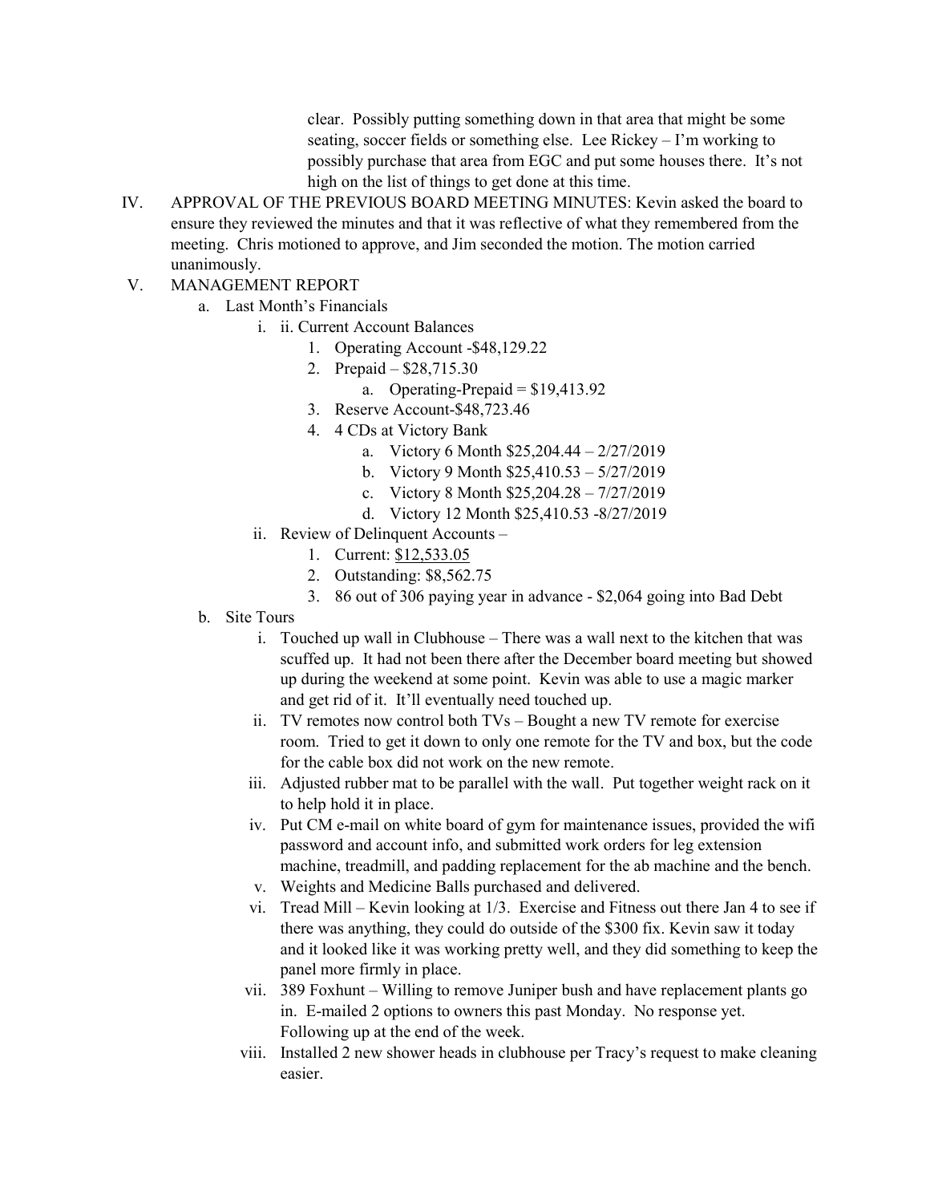clear. Possibly putting something down in that area that might be some seating, soccer fields or something else. Lee Rickey – I'm working to possibly purchase that area from EGC and put some houses there. It's not high on the list of things to get done at this time.

IV. APPROVAL OF THE PREVIOUS BOARD MEETING MINUTES: Kevin asked the board to ensure they reviewed the minutes and that it was reflective of what they remembered from the meeting. Chris motioned to approve, and Jim seconded the motion. The motion carried unanimously.

V. MANAGEMENT REPORT
   a. Last Month's Financials
      i. ii. Current Account Balances
         1. Operating Account -$48,129.22
         2. Prepaid – $28,715.30
            a. Operating-Prepaid = $19,413.92
         3. Reserve Account-$48,723.46
         4. 4 CDs at Victory Bank
            a. Victory 6 Month $25,204.44 – 2/27/2019
            b. Victory 9 Month $25,410.53 – 5/27/2019
            c. Victory 8 Month $25,204.28 – 7/27/2019
            d. Victory 12 Month $25,410.53 -8/27/2019
      ii. Review of Delinquent Accounts –
         1. Current: <u>$12,533.05</u>
         2. Outstanding: $8,562.75
         3. 86 out of 306 paying year in advance - $2,064 going into Bad Debt
   b. Site Tours
      i. Touched up wall in Clubhouse – There was a wall next to the kitchen that was scuffed up. It had not been there after the December board meeting but showed up during the weekend at some point. Kevin was able to use a magic marker and get rid of it. It'll eventually need touched up.
      ii. TV remotes now control both TVs – Bought a new TV remote for exercise room. Tried to get it down to only one remote for the TV and box, but the code for the cable box did not work on the new remote.
      iii. Adjusted rubber mat to be parallel with the wall. Put together weight rack on it to help hold it in place.
      iv. Put CM e-mail on white board of gym for maintenance issues, provided the wifi password and account info, and submitted work orders for leg extension machine, treadmill, and padding replacement for the ab machine and the bench.
      v. Weights and Medicine Balls purchased and delivered.
      vi. Tread Mill – Kevin looking at 1/3. Exercise and Fitness out there Jan 4 to see if there was anything, they could do outside of the $300 fix. Kevin saw it today and it looked like it was working pretty well, and they did something to keep the panel more firmly in place.
      vii. 389 Foxhunt – Willing to remove Juniper bush and have replacement plants go in. E-mailed 2 options to owners this past Monday. No response yet. Following up at the end of the week.
      viii. Installed 2 new shower heads in clubhouse per Tracy's request to make cleaning easier.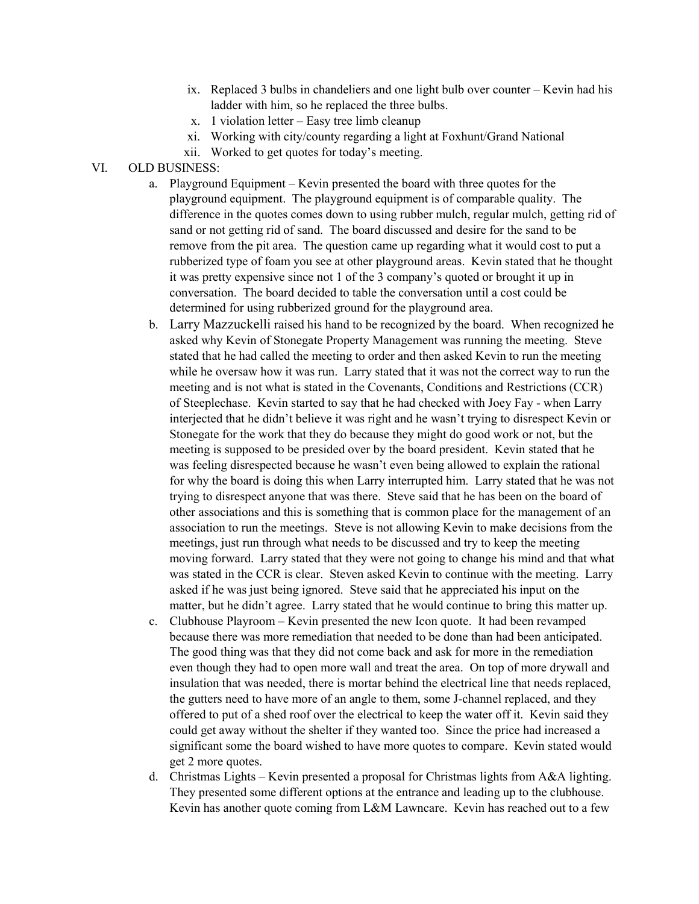ix. Replaced 3 bulbs in chandeliers and one light bulb over counter – Kevin had his ladder with him, so he replaced the three bulbs.
x. 1 violation letter – Easy tree limb cleanup
xi. Working with city/county regarding a light at Foxhunt/Grand National
xii. Worked to get quotes for today's meeting.

VI. OLD BUSINESS:

a. Playground Equipment – Kevin presented the board with three quotes for the playground equipment. The playground equipment is of comparable quality. The difference in the quotes comes down to using rubber mulch, regular mulch, getting rid of sand or not getting rid of sand. The board discussed and desire for the sand to be remove from the pit area. The question came up regarding what it would cost to put a rubberized type of foam you see at other playground areas. Kevin stated that he thought it was pretty expensive since not 1 of the 3 company's quoted or brought it up in conversation. The board decided to table the conversation until a cost could be determined for using rubberized ground for the playground area.

b. Larry Mazzuckelli raised his hand to be recognized by the board. When recognized he asked why Kevin of Stonegate Property Management was running the meeting. Steve stated that he had called the meeting to order and then asked Kevin to run the meeting while he oversaw how it was run. Larry stated that it was not the correct way to run the meeting and is not what is stated in the Covenants, Conditions and Restrictions (CCR) of Steeplechase. Kevin started to say that he had checked with Joey Fay - when Larry interjected that he didn't believe it was right and he wasn't trying to disrespect Kevin or Stonegate for the work that they do because they might do good work or not, but the meeting is supposed to be presided over by the board president. Kevin stated that he was feeling disrespected because he wasn't even being allowed to explain the rational for why the board is doing this when Larry interrupted him. Larry stated that he was not trying to disrespect anyone that was there. Steve said that he has been on the board of other associations and this is something that is common place for the management of an association to run the meetings. Steve is not allowing Kevin to make decisions from the meetings, just run through what needs to be discussed and try to keep the meeting moving forward. Larry stated that they were not going to change his mind and that what was stated in the CCR is clear. Steven asked Kevin to continue with the meeting. Larry asked if he was just being ignored. Steve said that he appreciated his input on the matter, but he didn't agree. Larry stated that he would continue to bring this matter up.

c. Clubhouse Playroom – Kevin presented the new Icon quote. It had been revamped because there was more remediation that needed to be done than had been anticipated. The good thing was that they did not come back and ask for more in the remediation even though they had to open more wall and treat the area. On top of more drywall and insulation that was needed, there is mortar behind the electrical line that needs replaced, the gutters need to have more of an angle to them, some J-channel replaced, and they offered to put of a shed roof over the electrical to keep the water off it. Kevin said they could get away without the shelter if they wanted too. Since the price had increased a significant some the board wished to have more quotes to compare. Kevin stated would get 2 more quotes.

d. Christmas Lights – Kevin presented a proposal for Christmas lights from A&A lighting. They presented some different options at the entrance and leading up to the clubhouse. Kevin has another quote coming from L&M Lawncare. Kevin has reached out to a few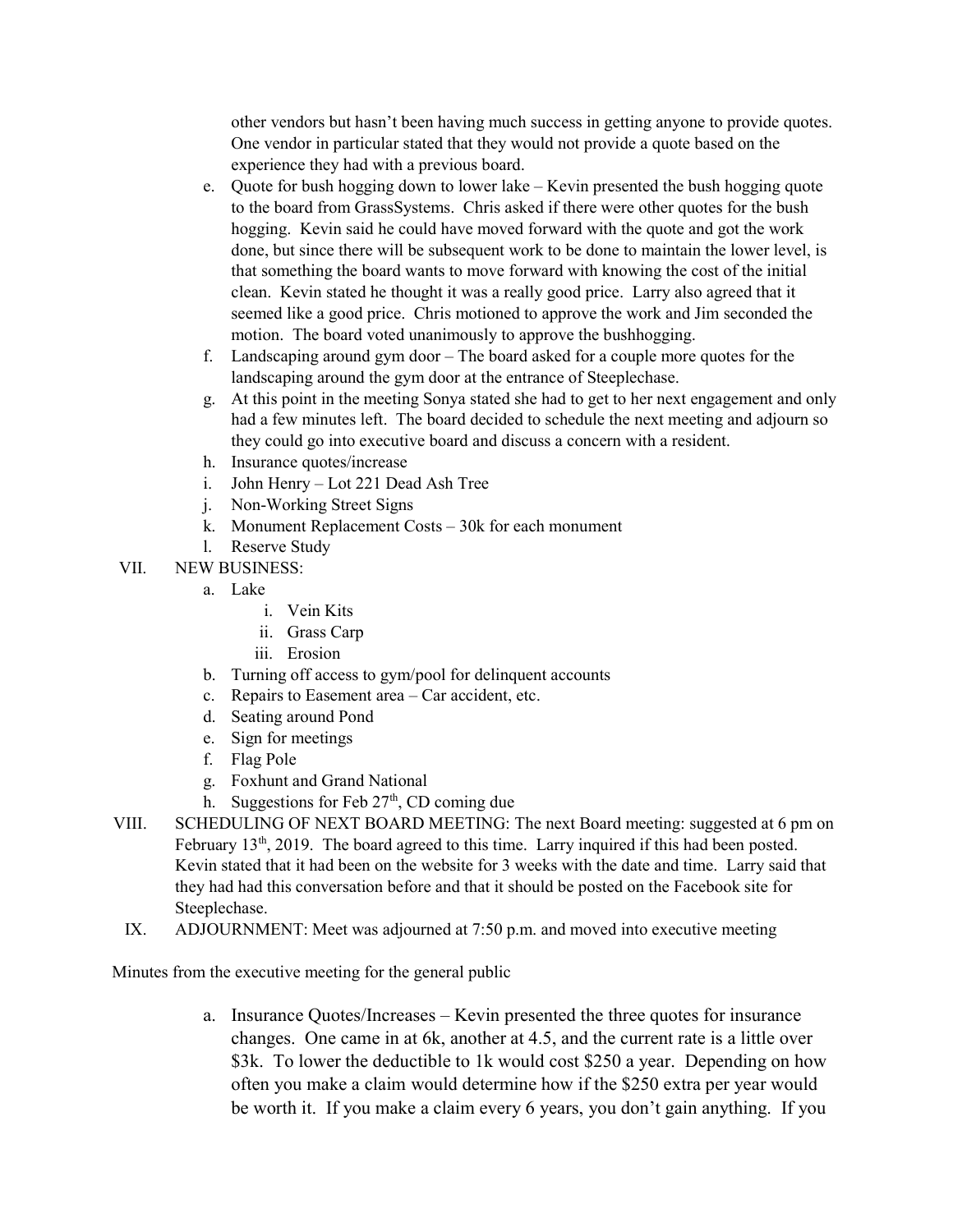other vendors but hasn't been having much success in getting anyone to provide quotes. One vendor in particular stated that they would not provide a quote based on the experience they had with a previous board.

e. Quote for bush hogging down to lower lake – Kevin presented the bush hogging quote to the board from GrassSystems. Chris asked if there were other quotes for the bush hogging. Kevin said he could have moved forward with the quote and got the work done, but since there will be subsequent work to be done to maintain the lower level, is that something the board wants to move forward with knowing the cost of the initial clean. Kevin stated he thought it was a really good price. Larry also agreed that it seemed like a good price. Chris motioned to approve the work and Jim seconded the motion. The board voted unanimously to approve the bushhogging.
f. Landscaping around gym door – The board asked for a couple more quotes for the landscaping around the gym door at the entrance of Steeplechase.
g. At this point in the meeting Sonya stated she had to get to her next engagement and only had a few minutes left. The board decided to schedule the next meeting and adjourn so they could go into executive board and discuss a concern with a resident.
h. Insurance quotes/increase
i. John Henry – Lot 221 Dead Ash Tree
j. Non-Working Street Signs
k. Monument Replacement Costs – 30k for each monument
l. Reserve Study

VII. NEW BUSINESS:
   a. Lake
      i. Vein Kits
      ii. Grass Carp
      iii. Erosion
   b. Turning off access to gym/pool for delinquent accounts
   c. Repairs to Easement area – Car accident, etc.
   d. Seating around Pond
   e. Sign for meetings
   f. Flag Pole
   g. Foxhunt and Grand National
   h. Suggestions for Feb 27th, CD coming due

VIII. SCHEDULING OF NEXT BOARD MEETING: The next Board meeting: suggested at 6 pm on February 13th, 2019. The board agreed to this time. Larry inquired if this had been posted. Kevin stated that it had been on the website for 3 weeks with the date and time. Larry said that they had had this conversation before and that it should be posted on the Facebook site for Steeplechase.

IX. ADJOURNMENT: Meet was adjourned at 7:50 p.m. and moved into executive meeting

Minutes from the executive meeting for the general public

a. Insurance Quotes/Increases – Kevin presented the three quotes for insurance changes. One came in at 6k, another at 4.5, and the current rate is a little over $3k. To lower the deductible to 1k would cost $250 a year. Depending on how often you make a claim would determine how if the $250 extra per year would be worth it. If you make a claim every 6 years, you don't gain anything. If you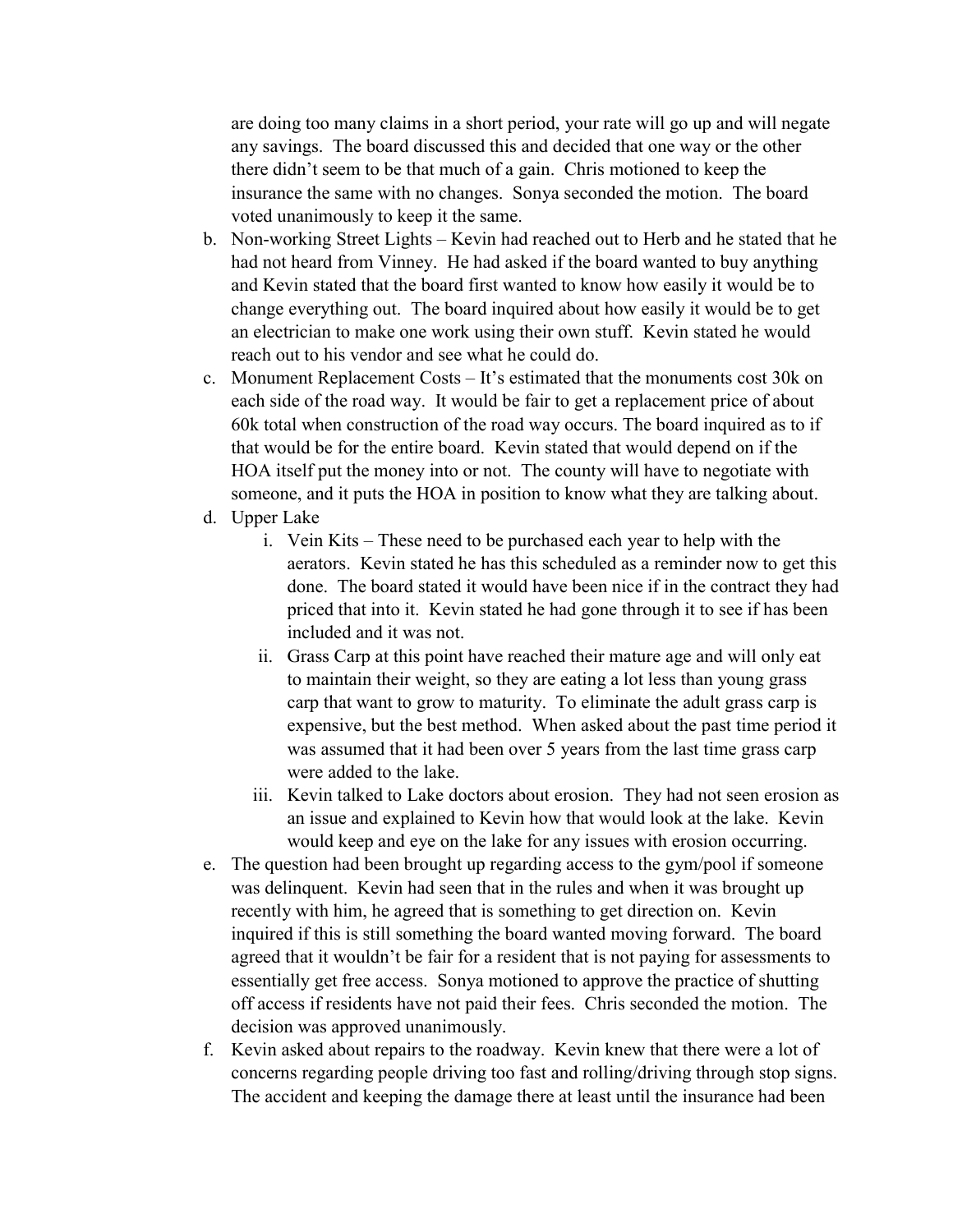are doing too many claims in a short period, your rate will go up and will negate any savings. The board discussed this and decided that one way or the other there didn't seem to be that much of a gain. Chris motioned to keep the insurance the same with no changes. Sonya seconded the motion. The board voted unanimously to keep it the same.

b. Non-working Street Lights – Kevin had reached out to Herb and he stated that he had not heard from Vinney. He had asked if the board wanted to buy anything and Kevin stated that the board first wanted to know how easily it would be to change everything out. The board inquired about how easily it would be to get an electrician to make one work using their own stuff. Kevin stated he would reach out to his vendor and see what he could do.

c. Monument Replacement Costs – It's estimated that the monuments cost 30k on each side of the road way. It would be fair to get a replacement price of about 60k total when construction of the road way occurs. The board inquired as to if that would be for the entire board. Kevin stated that would depend on if the HOA itself put the money into or not. The county will have to negotiate with someone, and it puts the HOA in position to know what they are talking about.

d. Upper Lake
   i. Vein Kits – These need to be purchased each year to help with the aerators. Kevin stated he has this scheduled as a reminder now to get this done. The board stated it would have been nice if in the contract they had priced that into it. Kevin stated he had gone through it to see if has been included and it was not.
   ii. Grass Carp at this point have reached their mature age and will only eat to maintain their weight, so they are eating a lot less than young grass carp that want to grow to maturity. To eliminate the adult grass carp is expensive, but the best method. When asked about the past time period it was assumed that it had been over 5 years from the last time grass carp were added to the lake.
   iii. Kevin talked to Lake doctors about erosion. They had not seen erosion as an issue and explained to Kevin how that would look at the lake. Kevin would keep and eye on the lake for any issues with erosion occurring.

e. The question had been brought up regarding access to the gym/pool if someone was delinquent. Kevin had seen that in the rules and when it was brought up recently with him, he agreed that is something to get direction on. Kevin inquired if this is still something the board wanted moving forward. The board agreed that it wouldn't be fair for a resident that is not paying for assessments to essentially get free access. Sonya motioned to approve the practice of shutting off access if residents have not paid their fees. Chris seconded the motion. The decision was approved unanimously.

f. Kevin asked about repairs to the roadway. Kevin knew that there were a lot of concerns regarding people driving too fast and rolling/driving through stop signs. The accident and keeping the damage there at least until the insurance had been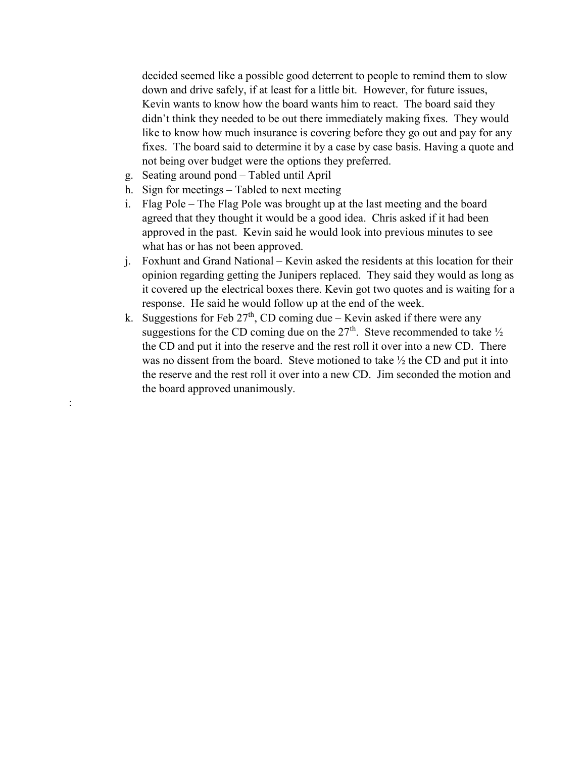decided seemed like a possible good deterrent to people to remind them to slow down and drive safely, if at least for a little bit. However, for future issues, Kevin wants to know how the board wants him to react. The board said they didn't think they needed to be out there immediately making fixes. They would like to know how much insurance is covering before they go out and pay for any fixes. The board said to determine it by a case by case basis. Having a quote and not being over budget were the options they preferred.

g. Seating around pond – Tabled until April
h. Sign for meetings – Tabled to next meeting
i. Flag Pole – The Flag Pole was brought up at the last meeting and the board agreed that they thought it would be a good idea. Chris asked if it had been approved in the past. Kevin said he would look into previous minutes to see what has or has not been approved.
j. Foxhunt and Grand National – Kevin asked the residents at this location for their opinion regarding getting the Junipers replaced. They said they would as long as it covered up the electrical boxes there. Kevin got two quotes and is waiting for a response. He said he would follow up at the end of the week.
k. Suggestions for Feb 27th, CD coming due – Kevin asked if there were any suggestions for the CD coming due on the 27th. Steve recommended to take ½ the CD and put it into the reserve and the rest roll it over into a new CD. There was no dissent from the board. Steve motioned to take ½ the CD and put it into the reserve and the rest roll it over into a new CD. Jim seconded the motion and the board approved unanimously.

: